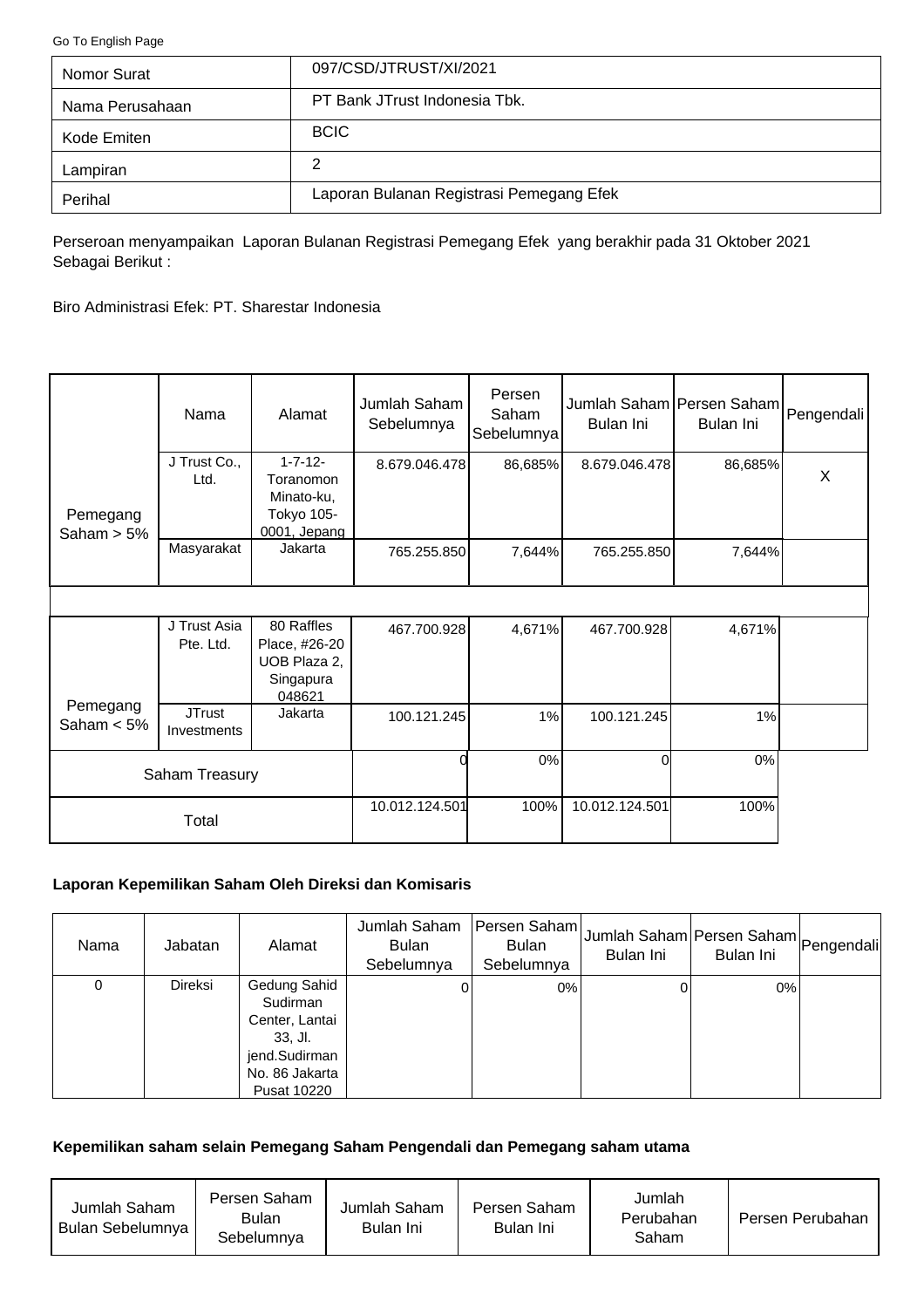Go To English Page

| | |
|---|---|
| Nomor Surat | 097/CSD/JTRUST/XI/2021 |
| Nama Perusahaan | PT Bank JTrust Indonesia Tbk. |
| Kode Emiten | BCIC |
| Lampiran | 2 |
| Perihal | Laporan Bulanan Registrasi Pemegang Efek |

Perseroan menyampaikan Laporan Bulanan Registrasi Pemegang Efek yang berakhir pada 31 Oktober 2021 Sebagai Berikut :

Biro Administrasi Efek: PT. Sharestar Indonesia

| | Nama | Alamat | Jumlah Saham Sebelumnya | Persen Saham Sebelumnya | Jumlah Saham Bulan Ini | Persen Saham Bulan Ini | Pengendali |
|---|---|---|---|---|---|---|---|
| Pemegang Saham > 5% | J Trust Co., Ltd. | 1-7-12-Toranomon Minato-ku, Tokyo 105-0001, Jepang | 8.679.046.478 | 86,685% | 8.679.046.478 | 86,685% | X |
| | Masyarakat | Jakarta | 765.255.850 | 7,644% | 765.255.850 | 7,644% | |
| Pemegang Saham < 5% | J Trust Asia Pte. Ltd. | 80 Raffles Place, #26-20 UOB Plaza 2, Singapura 048621 | 467.700.928 | 4,671% | 467.700.928 | 4,671% | |
| | JTrust Investments | Jakarta | 100.121.245 | 1% | 100.121.245 | 1% | |
| Saham Treasury | | | 0 | 0% | 0 | 0% | |
| Total | | | 10.012.124.501 | 100% | 10.012.124.501 | 100% | |

**Laporan Kepemilikan Saham Oleh Direksi dan Komisaris**

| Nama | Jabatan | Alamat | Jumlah Saham Bulan Sebelumnya | Persen Saham Bulan Sebelumnya | Jumlah Saham Bulan Ini | Persen Saham Bulan Ini | Pengendali |
|---|---|---|---|---|---|---|---|
| 0 | Direksi | Gedung Sahid Sudirman Center, Lantai 33, Jl. jend.Sudirman No. 86 Jakarta Pusat 10220 | 0 | 0% | 0 | 0% | |

**Kepemilikan saham selain Pemegang Saham Pengendali dan Pemegang saham utama**

| Jumlah Saham Bulan Sebelumnya | Persen Saham Bulan Sebelumnya | Jumlah Saham Bulan Ini | Persen Saham Bulan Ini | Jumlah Perubahan Saham | Persen Perubahan |
|---|---|---|---|---|---|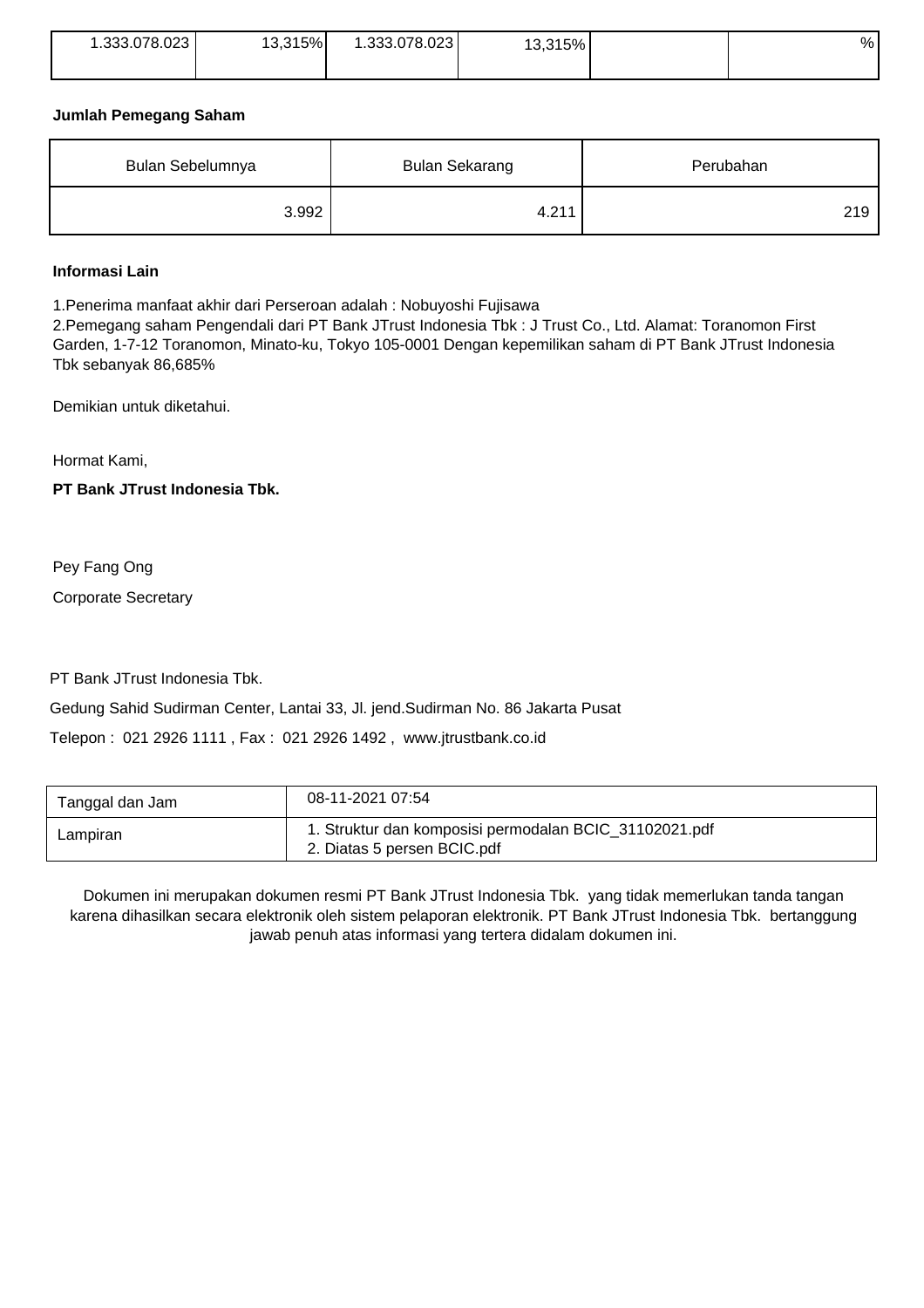| 1.333.078.023 | 13,315% | 1.333.078.023 | 13,315% | | % |
|---|---|---|---|---|---|

**Jumlah Pemegang Saham**

| Bulan Sebelumnya | Bulan Sekarang | Perubahan |
|---|---|---|
| 3.992 | 4.211 | 219 |

**Informasi Lain**

1.Penerima manfaat akhir dari Perseroan adalah : Nobuyoshi Fujisawa
2.Pemegang saham Pengendali dari PT Bank JTrust Indonesia Tbk : J Trust Co., Ltd. Alamat: Toranomon First Garden, 1-7-12 Toranomon, Minato-ku, Tokyo 105-0001 Dengan kepemilikan saham di PT Bank JTrust Indonesia Tbk sebanyak 86,685%

Demikian untuk diketahui.

Hormat Kami,

**PT Bank JTrust Indonesia Tbk.**

Pey Fang Ong

Corporate Secretary

PT Bank JTrust Indonesia Tbk.

Gedung Sahid Sudirman Center, Lantai 33, Jl. jend.Sudirman No. 86 Jakarta Pusat

Telepon : 021 2926 1111 , Fax : 021 2926 1492 , www.jtrustbank.co.id

| Tanggal dan Jam | 08-11-2021 07:54 |
|---|---|
| Lampiran | 1. Struktur dan komposisi permodalan BCIC_31102021.pdf<br>2. Diatas 5 persen BCIC.pdf |

Dokumen ini merupakan dokumen resmi PT Bank JTrust Indonesia Tbk. yang tidak memerlukan tanda tangan karena dihasilkan secara elektronik oleh sistem pelaporan elektronik. PT Bank JTrust Indonesia Tbk. bertanggung jawab penuh atas informasi yang tertera didalam dokumen ini.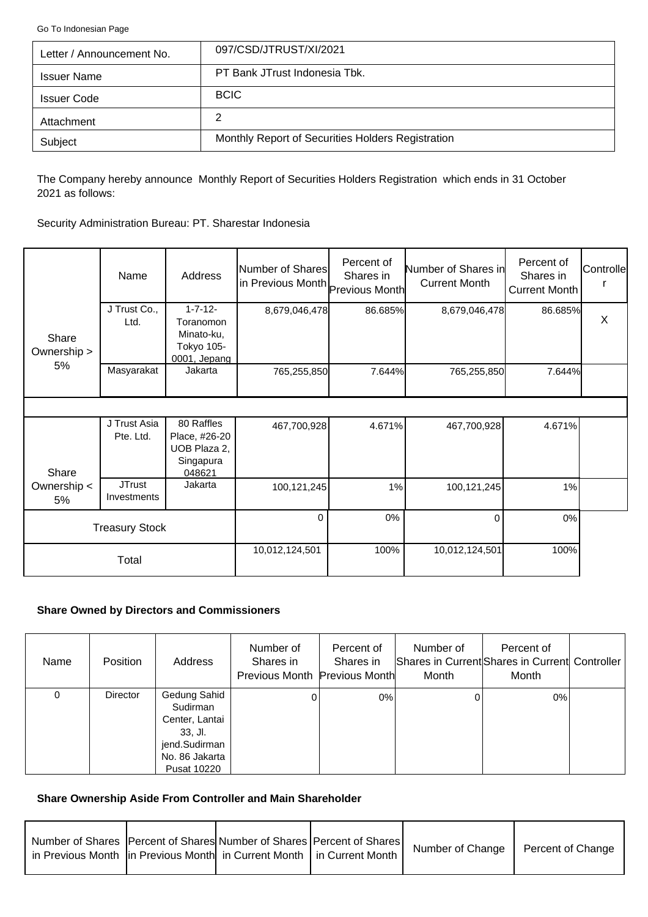Go To Indonesian Page

| Letter / Announcement No. | 097/CSD/JTRUST/XI/2021 |
|---|---|
| Issuer Name | PT Bank JTrust Indonesia Tbk. |
| Issuer Code | BCIC |
| Attachment | 2 |
| Subject | Monthly Report of Securities Holders Registration |

The Company hereby announce Monthly Report of Securities Holders Registration which ends in 31 October 2021 as follows:

Security Administration Bureau: PT. Sharestar Indonesia

| | Name | Address | Number of Shares in Previous Month | Percent of Shares in Previous Month | Number of Shares in Current Month | Percent of Shares in Current Month | Controller |
|---|---|---|---|---|---|---|---|
| Share Ownership > 5% | J Trust Co., Ltd. | 1-7-12-Toranomon Minato-ku, Tokyo 105-0001, Jepang | 8,679,046,478 | 86.685% | 8,679,046,478 | 86.685% | X |
| | Masyarakat | Jakarta | 765,255,850 | 7.644% | 765,255,850 | 7.644% | |
| Share Ownership < 5% | J Trust Asia Pte. Ltd. | 80 Raffles Place, #26-20 UOB Plaza 2, Singapura 048621 | 467,700,928 | 4.671% | 467,700,928 | 4.671% | |
| | JTrust Investments | Jakarta | 100,121,245 | 1% | 100,121,245 | 1% | |
| Treasury Stock | | | 0 | 0% | 0 | 0% | |
| Total | | | 10,012,124,501 | 100% | 10,012,124,501 | 100% | |

**Share Owned by Directors and Commissioners**

| Name | Position | Address | Number of Shares in Previous Month | Percent of Shares in Previous Month | Number of Shares in Current Month | Percent of Shares in Current Month | Controller |
|---|---|---|---|---|---|---|---|
| 0 | Director | Gedung Sahid Sudirman Center, Lantai 33, Jl. jend.Sudirman No. 86 Jakarta Pusat 10220 | 0 | 0% | 0 | 0% | |

**Share Ownership Aside From Controller and Main Shareholder**

| Number of Shares in Previous Month | Percent of Shares in Previous Month | Number of Shares in Current Month | Percent of Shares in Current Month | Number of Change | Percent of Change |
|---|---|---|---|---|---|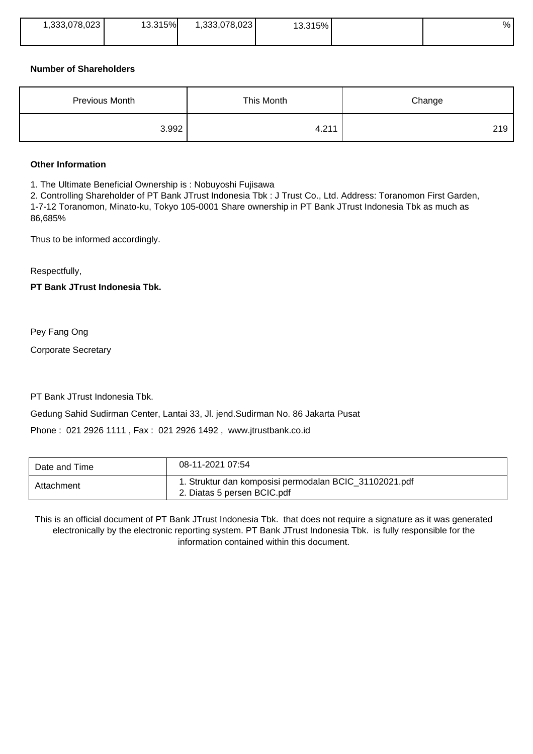| | | | | | |
|---|---|---|---|---|---|
| 1,333,078,023 | 13.315% | 1,333,078,023 | 13.315% | | % |

**Number of Shareholders**

| Previous Month | This Month | Change |
|---|---|---|
| 3.992 | 4.211 | 219 |

**Other Information**

1. The Ultimate Beneficial Ownership is : Nobuyoshi Fujisawa
2. Controlling Shareholder of PT Bank JTrust Indonesia Tbk : J Trust Co., Ltd. Address: Toranomon First Garden, 1-7-12 Toranomon, Minato-ku, Tokyo 105-0001 Share ownership in PT Bank JTrust Indonesia Tbk as much as 86,685%

Thus to be informed accordingly.

Respectfully,

**PT Bank JTrust Indonesia Tbk.**

Pey Fang Ong

Corporate Secretary

PT Bank JTrust Indonesia Tbk.

Gedung Sahid Sudirman Center, Lantai 33, Jl. jend.Sudirman No. 86 Jakarta Pusat

Phone : 021 2926 1111 , Fax : 021 2926 1492 , www.jtrustbank.co.id

| | |
|---|---|
| Date and Time | 08-11-2021 07:54 |
| Attachment | 1. Struktur dan komposisi permodalan BCIC_31102021.pdf<br>2. Diatas 5 persen BCIC.pdf |

This is an official document of PT Bank JTrust Indonesia Tbk. that does not require a signature as it was generated electronically by the electronic reporting system. PT Bank JTrust Indonesia Tbk. is fully responsible for the information contained within this document.